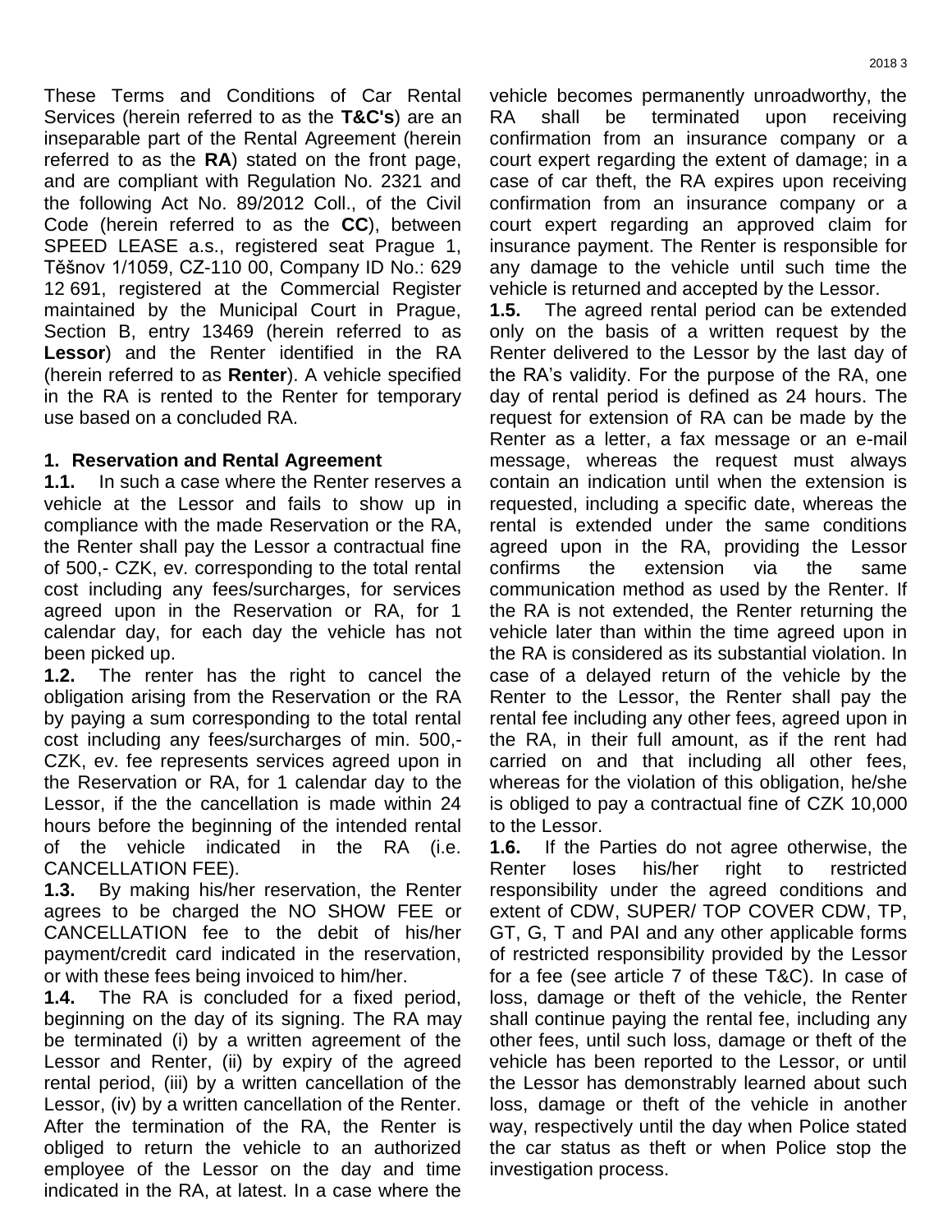These Terms and Conditions of Car Rental Services (herein referred to as the **T&C's**) are an inseparable part of the Rental Agreement (herein referred to as the **RA**) stated on the front page, and are compliant with Regulation No. 2321 and the following Act No. 89/2012 Coll., of the Civil Code (herein referred to as the **CC**), between SPEED LEASE a.s., registered seat Prague 1, Těšnov 1/1059, CZ-110 00, Company ID No.: 629 12 691, registered at the Commercial Register maintained by the Municipal Court in Prague, Section B, entry 13469 (herein referred to as **Lessor**) and the Renter identified in the RA (herein referred to as **Renter**). A vehicle specified in the RA is rented to the Renter for temporary use based on a concluded RA.

## 1. Reservation and Rental Agreement

**1.1.** In such a case where the Renter reserves a vehicle at the Lessor and fails to show up in compliance with the made Reservation or the RA, the Renter shall pay the Lessor a contractual fine of 500,- CZK, ev. corresponding to the total rental cost including any fees/surcharges, for services agreed upon in the Reservation or RA, for 1 calendar day, for each day the vehicle has not been picked up.

**1.2.** The renter has the right to cancel the obligation arising from the Reservation or the RA by paying a sum corresponding to the total rental cost including any fees/surcharges of min. 500,- CZK, ev. fee represents services agreed upon in the Reservation or RA, for 1 calendar day to the Lessor, if the the cancellation is made within 24 hours before the beginning of the intended rental of the vehicle indicated in the RA (i.e. CANCELLATION FEE).

**1.3.** By making his/her reservation, the Renter agrees to be charged the NO SHOW FEE or CANCELLATION fee to the debit of his/her payment/credit card indicated in the reservation, or with these fees being invoiced to him/her.

**1.4.** The RA is concluded for a fixed period, beginning on the day of its signing. The RA may be terminated (i) by a written agreement of the Lessor and Renter, (ii) by expiry of the agreed rental period, (iii) by a written cancellation of the Lessor, (iv) by a written cancellation of the Renter. After the termination of the RA, the Renter is obliged to return the vehicle to an authorized employee of the Lessor on the day and time indicated in the RA, at latest. In a case where the vehicle becomes permanently unroadworthy, the RA shall be terminated upon receiving confirmation from an insurance company or a court expert regarding the extent of damage; in a case of car theft, the RA expires upon receiving confirmation from an insurance company or a court expert regarding an approved claim for insurance payment. The Renter is responsible for any damage to the vehicle until such time the vehicle is returned and accepted by the Lessor.

**1.5.** The agreed rental period can be extended only on the basis of a written request by the Renter delivered to the Lessor by the last day of the RA's validity. For the purpose of the RA, one day of rental period is defined as 24 hours. The request for extension of RA can be made by the Renter as a letter, a fax message or an e-mail message, whereas the request must always contain an indication until when the extension is requested, including a specific date, whereas the rental is extended under the same conditions agreed upon in the RA, providing the Lessor confirms the extension via the same communication method as used by the Renter. If the RA is not extended, the Renter returning the vehicle later than within the time agreed upon in the RA is considered as its substantial violation. In case of a delayed return of the vehicle by the Renter to the Lessor, the Renter shall pay the rental fee including any other fees, agreed upon in the RA, in their full amount, as if the rent had carried on and that including all other fees, whereas for the violation of this obligation, he/she is obliged to pay a contractual fine of CZK 10,000 to the Lessor.

**1.6.** If the Parties do not agree otherwise, the Renter loses his/her right to restricted responsibility under the agreed conditions and extent of CDW, SUPER/ TOP COVER CDW, TP, GT, G, T and PAI and any other applicable forms of restricted responsibility provided by the Lessor for a fee (see article 7 of these T&C). In case of loss, damage or theft of the vehicle, the Renter shall continue paying the rental fee, including any other fees, until such loss, damage or theft of the vehicle has been reported to the Lessor, or until the Lessor has demonstrably learned about such loss, damage or theft of the vehicle in another way, respectively until the day when Police stated the car status as theft or when Police stop the investigation process.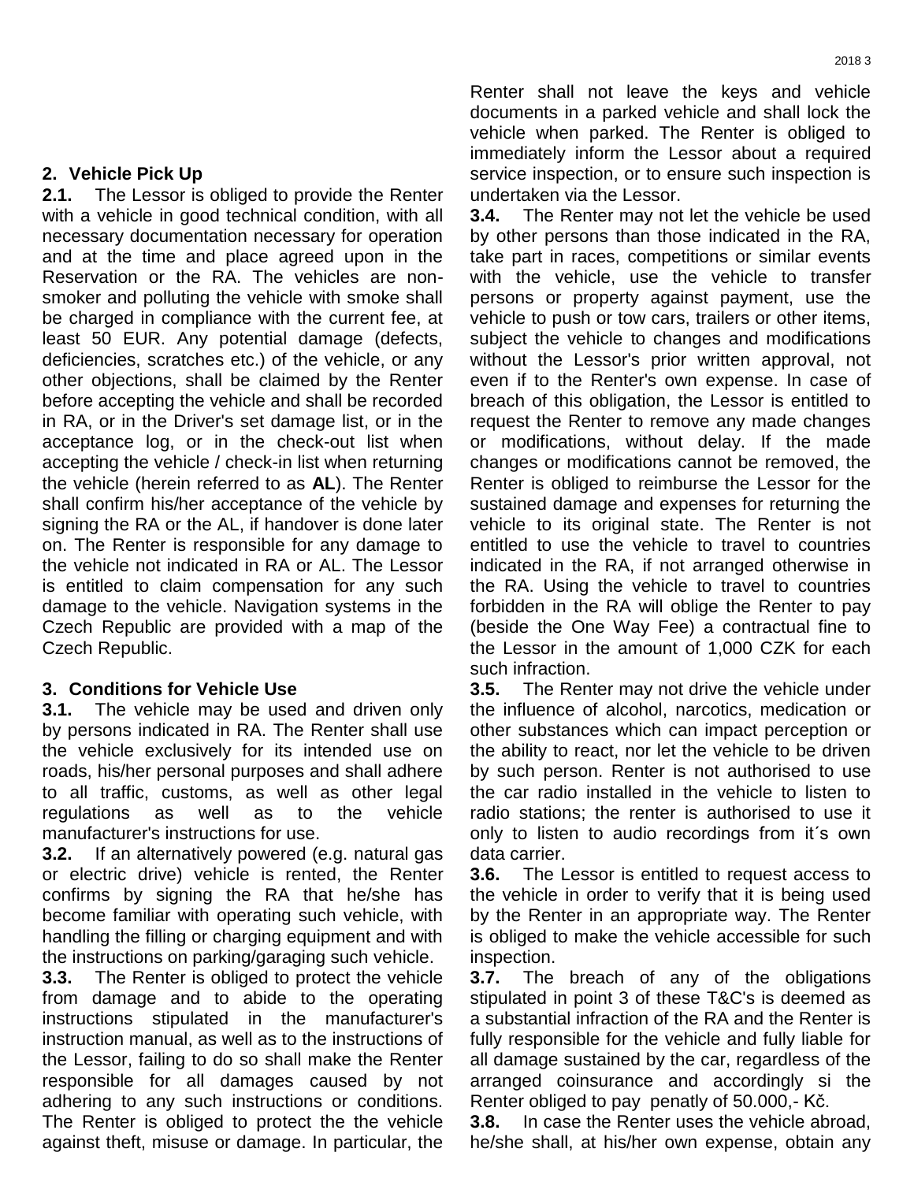## 2. Vehicle Pick Up

**2.1.** The Lessor is obliged to provide the Renter with a vehicle in good technical condition, with all necessary documentation necessary for operation and at the time and place agreed upon in the Reservation or the RA. The vehicles are non-smoker and polluting the vehicle with smoke shall be charged in compliance with the current fee, at least 50 EUR. Any potential damage (defects, deficiencies, scratches etc.) of the vehicle, or any other objections, shall be claimed by the Renter before accepting the vehicle and shall be recorded in RA, or in the Driver's set damage list, or in the acceptance log, or in the check-out list when accepting the vehicle / check-in list when returning the vehicle (herein referred to as **AL**). The Renter shall confirm his/her acceptance of the vehicle by signing the RA or the AL, if handover is done later on. The Renter is responsible for any damage to the vehicle not indicated in RA or AL. The Lessor is entitled to claim compensation for any such damage to the vehicle. Navigation systems in the Czech Republic are provided with a map of the Czech Republic.

## 3. Conditions for Vehicle Use

**3.1.** The vehicle may be used and driven only by persons indicated in RA. The Renter shall use the vehicle exclusively for its intended use on roads, his/her personal purposes and shall adhere to all traffic, customs, as well as other legal regulations as well as to the vehicle manufacturer's instructions for use.

**3.2.** If an alternatively powered (e.g. natural gas or electric drive) vehicle is rented, the Renter confirms by signing the RA that he/she has become familiar with operating such vehicle, with handling the filling or charging equipment and with the instructions on parking/garaging such vehicle.

**3.3.** The Renter is obliged to protect the vehicle from damage and to abide to the operating instructions stipulated in the manufacturer's instruction manual, as well as to the instructions of the Lessor, failing to do so shall make the Renter responsible for all damages caused by not adhering to any such instructions or conditions. The Renter is obliged to protect the the vehicle against theft, misuse or damage. In particular, the Renter shall not leave the keys and vehicle documents in a parked vehicle and shall lock the vehicle when parked. The Renter is obliged to immediately inform the Lessor about a required service inspection, or to ensure such inspection is undertaken via the Lessor.

**3.4.** The Renter may not let the vehicle be used by other persons than those indicated in the RA, take part in races, competitions or similar events with the vehicle, use the vehicle to transfer persons or property against payment, use the vehicle to push or tow cars, trailers or other items, subject the vehicle to changes and modifications without the Lessor's prior written approval, not even if to the Renter's own expense. In case of breach of this obligation, the Lessor is entitled to request the Renter to remove any made changes or modifications, without delay. If the made changes or modifications cannot be removed, the Renter is obliged to reimburse the Lessor for the sustained damage and expenses for returning the vehicle to its original state. The Renter is not entitled to use the vehicle to travel to countries indicated in the RA, if not arranged otherwise in the RA. Using the vehicle to travel to countries forbidden in the RA will oblige the Renter to pay (beside the One Way Fee) a contractual fine to the Lessor in the amount of 1,000 CZK for each such infraction.

**3.5.** The Renter may not drive the vehicle under the influence of alcohol, narcotics, medication or other substances which can impact perception or the ability to react, nor let the vehicle to be driven by such person. Renter is not authorised to use the car radio installed in the vehicle to listen to radio stations; the renter is authorised to use it only to listen to audio recordings from it´s own data carrier.

**3.6.** The Lessor is entitled to request access to the vehicle in order to verify that it is being used by the Renter in an appropriate way. The Renter is obliged to make the vehicle accessible for such inspection.

**3.7.** The breach of any of the obligations stipulated in point 3 of these T&C's is deemed as a substantial infraction of the RA and the Renter is fully responsible for the vehicle and fully liable for all damage sustained by the car, regardless of the arranged coinsurance and accordingly si the Renter obliged to pay penatly of 50.000,- Kč.

**3.8.** In case the Renter uses the vehicle abroad, he/she shall, at his/her own expense, obtain any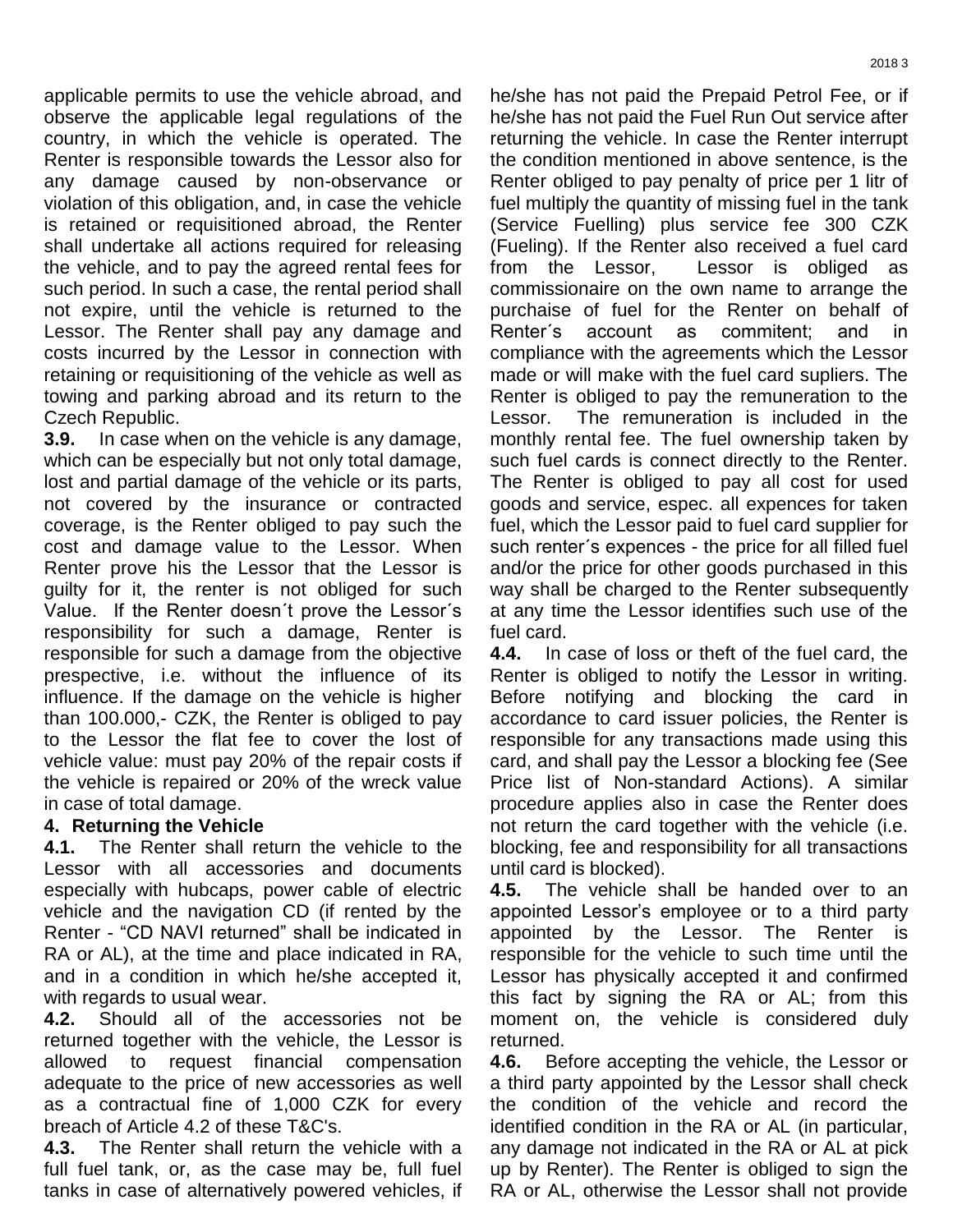applicable permits to use the vehicle abroad, and observe the applicable legal regulations of the country, in which the vehicle is operated. The Renter is responsible towards the Lessor also for any damage caused by non-observance or violation of this obligation, and, in case the vehicle is retained or requisitioned abroad, the Renter shall undertake all actions required for releasing the vehicle, and to pay the agreed rental fees for such period. In such a case, the rental period shall not expire, until the vehicle is returned to the Lessor. The Renter shall pay any damage and costs incurred by the Lessor in connection with retaining or requisitioning of the vehicle as well as towing and parking abroad and its return to the Czech Republic.

**3.9.** In case when on the vehicle is any damage, which can be especially but not only total damage, lost and partial damage of the vehicle or its parts, not covered by the insurance or contracted coverage, is the Renter obliged to pay such the cost and damage value to the Lessor. When Renter prove his the Lessor that the Lessor is guilty for it, the renter is not obliged for such Value. If the Renter doesn´t prove the Lessor´s responsibility for such a damage, Renter is responsible for such a damage from the objective prespective, i.e. without the influence of its influence. If the damage on the vehicle is higher than 100.000,- CZK, the Renter is obliged to pay to the Lessor the flat fee to cover the lost of vehicle value: must pay 20% of the repair costs if the vehicle is repaired or 20% of the wreck value in case of total damage.

## 4. Returning the Vehicle

**4.1.** The Renter shall return the vehicle to the Lessor with all accessories and documents especially with hubcaps, power cable of electric vehicle and the navigation CD (if rented by the Renter - "CD NAVI returned" shall be indicated in RA or AL), at the time and place indicated in RA, and in a condition in which he/she accepted it, with regards to usual wear.

**4.2.** Should all of the accessories not be returned together with the vehicle, the Lessor is allowed to request financial compensation adequate to the price of new accessories as well as a contractual fine of 1,000 CZK for every breach of Article 4.2 of these T&C's.

**4.3.** The Renter shall return the vehicle with a full fuel tank, or, as the case may be, full fuel tanks in case of alternatively powered vehicles, if he/she has not paid the Prepaid Petrol Fee, or if he/she has not paid the Fuel Run Out service after returning the vehicle. In case the Renter interrupt the condition mentioned in above sentence, is the Renter obliged to pay penalty of price per 1 litr of fuel multiply the quantity of missing fuel in the tank (Service Fuelling) plus service fee 300 CZK (Fueling). If the Renter also received a fuel card from the Lessor, Lessor is obliged as commissionaire on the own name to arrange the purchaise of fuel for the Renter on behalf of Renter´s account as commitent; and in compliance with the agreements which the Lessor made or will make with the fuel card supliers. The Renter is obliged to pay the remuneration to the Lessor. The remuneration is included in the monthly rental fee. The fuel ownership taken by such fuel cards is connect directly to the Renter. The Renter is obliged to pay all cost for used goods and service, espec. all expences for taken fuel, which the Lessor paid to fuel card supplier for such renter´s expences - the price for all filled fuel and/or the price for other goods purchased in this way shall be charged to the Renter subsequently at any time the Lessor identifies such use of the fuel card.

**4.4.** In case of loss or theft of the fuel card, the Renter is obliged to notify the Lessor in writing. Before notifying and blocking the card in accordance to card issuer policies, the Renter is responsible for any transactions made using this card, and shall pay the Lessor a blocking fee (See Price list of Non-standard Actions). A similar procedure applies also in case the Renter does not return the card together with the vehicle (i.e. blocking, fee and responsibility for all transactions until card is blocked).

**4.5.** The vehicle shall be handed over to an appointed Lessor's employee or to a third party appointed by the Lessor. The Renter is responsible for the vehicle to such time until the Lessor has physically accepted it and confirmed this fact by signing the RA or AL; from this moment on, the vehicle is considered duly returned.

**4.6.** Before accepting the vehicle, the Lessor or a third party appointed by the Lessor shall check the condition of the vehicle and record the identified condition in the RA or AL (in particular, any damage not indicated in the RA or AL at pick up by Renter). The Renter is obliged to sign the RA or AL, otherwise the Lessor shall not provide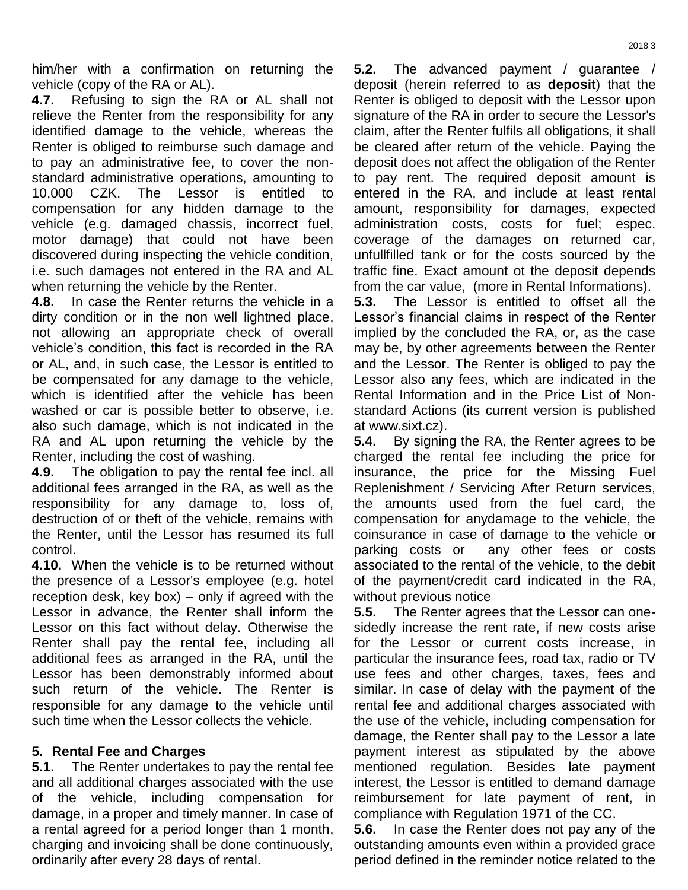him/her with a confirmation on returning the vehicle (copy of the RA or AL).

**4.7.** Refusing to sign the RA or AL shall not relieve the Renter from the responsibility for any identified damage to the vehicle, whereas the Renter is obliged to reimburse such damage and to pay an administrative fee, to cover the non-standard administrative operations, amounting to 10,000 CZK. The Lessor is entitled to compensation for any hidden damage to the vehicle (e.g. damaged chassis, incorrect fuel, motor damage) that could not have been discovered during inspecting the vehicle condition, i.e. such damages not entered in the RA and AL when returning the vehicle by the Renter.

**4.8.** In case the Renter returns the vehicle in a dirty condition or in the non well lightned place, not allowing an appropriate check of overall vehicle's condition, this fact is recorded in the RA or AL, and, in such case, the Lessor is entitled to be compensated for any damage to the vehicle, which is identified after the vehicle has been washed or car is possible better to observe, i.e. also such damage, which is not indicated in the RA and AL upon returning the vehicle by the Renter, including the cost of washing.

**4.9.** The obligation to pay the rental fee incl. all additional fees arranged in the RA, as well as the responsibility for any damage to, loss of, destruction of or theft of the vehicle, remains with the Renter, until the Lessor has resumed its full control.

**4.10.** When the vehicle is to be returned without the presence of a Lessor's employee (e.g. hotel reception desk, key box) – only if agreed with the Lessor in advance, the Renter shall inform the Lessor on this fact without delay. Otherwise the Renter shall pay the rental fee, including all additional fees as arranged in the RA, until the Lessor has been demonstrably informed about such return of the vehicle. The Renter is responsible for any damage to the vehicle until such time when the Lessor collects the vehicle.

## 5. Rental Fee and Charges

**5.1.** The Renter undertakes to pay the rental fee and all additional charges associated with the use of the vehicle, including compensation for damage, in a proper and timely manner. In case of a rental agreed for a period longer than 1 month, charging and invoicing shall be done continuously, ordinarily after every 28 days of rental.

**5.2.** The advanced payment / guarantee / deposit (herein referred to as **deposit**) that the Renter is obliged to deposit with the Lessor upon signature of the RA in order to secure the Lessor's claim, after the Renter fulfils all obligations, it shall be cleared after return of the vehicle. Paying the deposit does not affect the obligation of the Renter to pay rent. The required deposit amount is entered in the RA, and include at least rental amount, responsibility for damages, expected administration costs, costs for fuel; espec. coverage of the damages on returned car, unfullfilled tank or for the costs sourced by the traffic fine. Exact amount ot the deposit depends from the car value, (more in Rental Informations).

**5.3.** The Lessor is entitled to offset all the Lessor's financial claims in respect of the Renter implied by the concluded the RA, or, as the case may be, by other agreements between the Renter and the Lessor. The Renter is obliged to pay the Lessor also any fees, which are indicated in the Rental Information and in the Price List of Non-standard Actions (its current version is published at www.sixt.cz).

**5.4.** By signing the RA, the Renter agrees to be charged the rental fee including the price for insurance, the price for the Missing Fuel Replenishment / Servicing After Return services, the amounts used from the fuel card, the compensation for anydamage to the vehicle, the coinsurance in case of damage to the vehicle or parking costs or any other fees or costs associated to the rental of the vehicle, to the debit of the payment/credit card indicated in the RA, without previous notice

**5.5.** The Renter agrees that the Lessor can one-sidedly increase the rent rate, if new costs arise for the Lessor or current costs increase, in particular the insurance fees, road tax, radio or TV use fees and other charges, taxes, fees and similar. In case of delay with the payment of the rental fee and additional charges associated with the use of the vehicle, including compensation for damage, the Renter shall pay to the Lessor a late payment interest as stipulated by the above mentioned regulation. Besides late payment interest, the Lessor is entitled to demand damage reimbursement for late payment of rent, in compliance with Regulation 1971 of the CC.

**5.6.** In case the Renter does not pay any of the outstanding amounts even within a provided grace period defined in the reminder notice related to the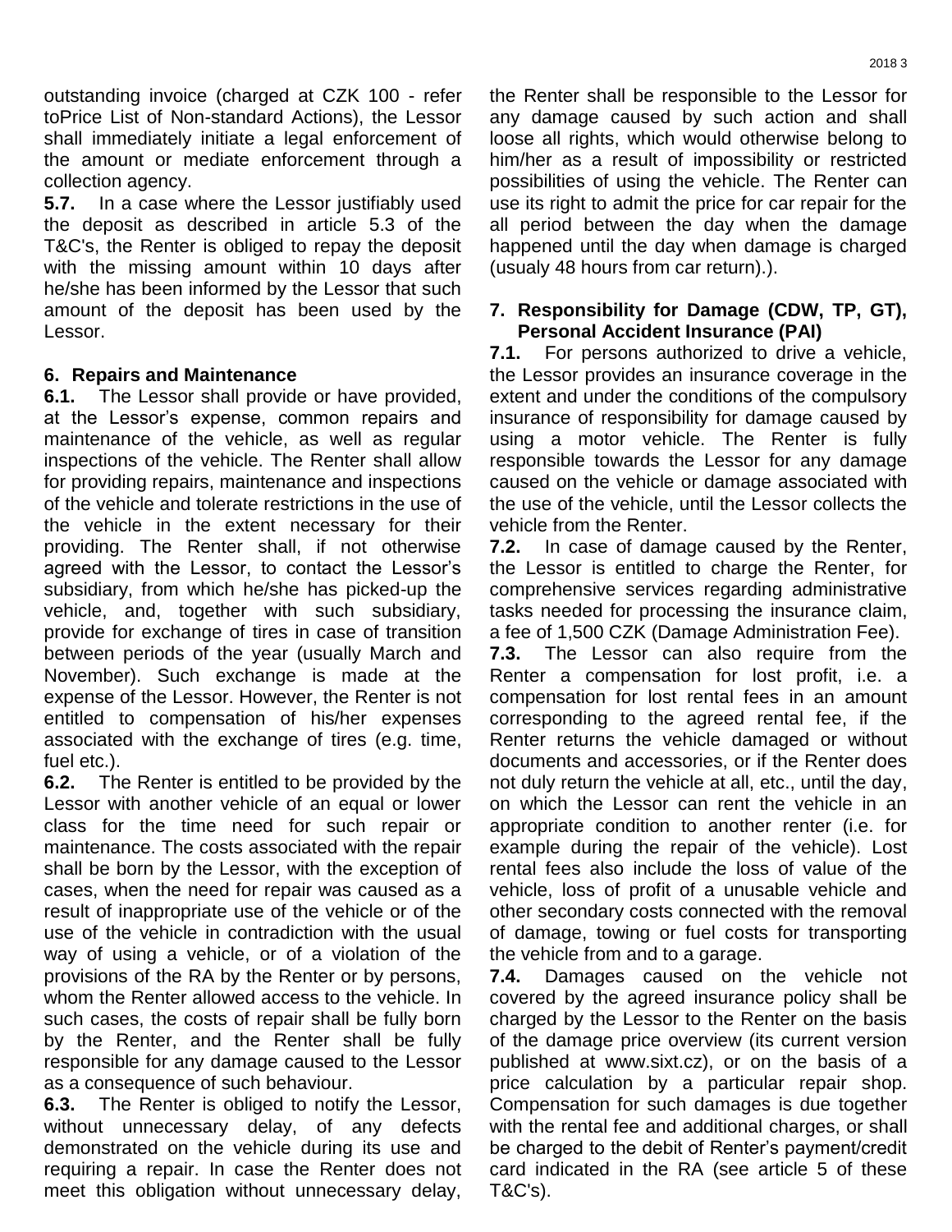outstanding invoice (charged at CZK 100 - refer toPrice List of Non-standard Actions), the Lessor shall immediately initiate a legal enforcement of the amount or mediate enforcement through a collection agency.

**5.7.** In a case where the Lessor justifiably used the deposit as described in article 5.3 of the T&C's, the Renter is obliged to repay the deposit with the missing amount within 10 days after he/she has been informed by the Lessor that such amount of the deposit has been used by the Lessor.

## 6. Repairs and Maintenance

**6.1.** The Lessor shall provide or have provided, at the Lessor's expense, common repairs and maintenance of the vehicle, as well as regular inspections of the vehicle. The Renter shall allow for providing repairs, maintenance and inspections of the vehicle and tolerate restrictions in the use of the vehicle in the extent necessary for their providing. The Renter shall, if not otherwise agreed with the Lessor, to contact the Lessor's subsidiary, from which he/she has picked-up the vehicle, and, together with such subsidiary, provide for exchange of tires in case of transition between periods of the year (usually March and November). Such exchange is made at the expense of the Lessor. However, the Renter is not entitled to compensation of his/her expenses associated with the exchange of tires (e.g. time, fuel etc.).

**6.2.** The Renter is entitled to be provided by the Lessor with another vehicle of an equal or lower class for the time need for such repair or maintenance. The costs associated with the repair shall be born by the Lessor, with the exception of cases, when the need for repair was caused as a result of inappropriate use of the vehicle or of the use of the vehicle in contradiction with the usual way of using a vehicle, or of a violation of the provisions of the RA by the Renter or by persons, whom the Renter allowed access to the vehicle. In such cases, the costs of repair shall be fully born by the Renter, and the Renter shall be fully responsible for any damage caused to the Lessor as a consequence of such behaviour.

**6.3.** The Renter is obliged to notify the Lessor, without unnecessary delay, of any defects demonstrated on the vehicle during its use and requiring a repair. In case the Renter does not meet this obligation without unnecessary delay, the Renter shall be responsible to the Lessor for any damage caused by such action and shall loose all rights, which would otherwise belong to him/her as a result of impossibility or restricted possibilities of using the vehicle. The Renter can use its right to admit the price for car repair for the all period between the day when the damage happened until the day when damage is charged (usualy 48 hours from car return).).

## 7. Responsibility for Damage (CDW, TP, GT), Personal Accident Insurance (PAI)

**7.1.** For persons authorized to drive a vehicle, the Lessor provides an insurance coverage in the extent and under the conditions of the compulsory insurance of responsibility for damage caused by using a motor vehicle. The Renter is fully responsible towards the Lessor for any damage caused on the vehicle or damage associated with the use of the vehicle, until the Lessor collects the vehicle from the Renter.

**7.2.** In case of damage caused by the Renter, the Lessor is entitled to charge the Renter, for comprehensive services regarding administrative tasks needed for processing the insurance claim, a fee of 1,500 CZK (Damage Administration Fee).

**7.3.** The Lessor can also require from the Renter a compensation for lost profit, i.e. a compensation for lost rental fees in an amount corresponding to the agreed rental fee, if the Renter returns the vehicle damaged or without documents and accessories, or if the Renter does not duly return the vehicle at all, etc., until the day, on which the Lessor can rent the vehicle in an appropriate condition to another renter (i.e. for example during the repair of the vehicle). Lost rental fees also include the loss of value of the vehicle, loss of profit of a unusable vehicle and other secondary costs connected with the removal of damage, towing or fuel costs for transporting the vehicle from and to a garage.

**7.4.** Damages caused on the vehicle not covered by the agreed insurance policy shall be charged by the Lessor to the Renter on the basis of the damage price overview (its current version published at www.sixt.cz), or on the basis of a price calculation by a particular repair shop. Compensation for such damages is due together with the rental fee and additional charges, or shall be charged to the debit of Renter's payment/credit card indicated in the RA (see article 5 of these T&C's).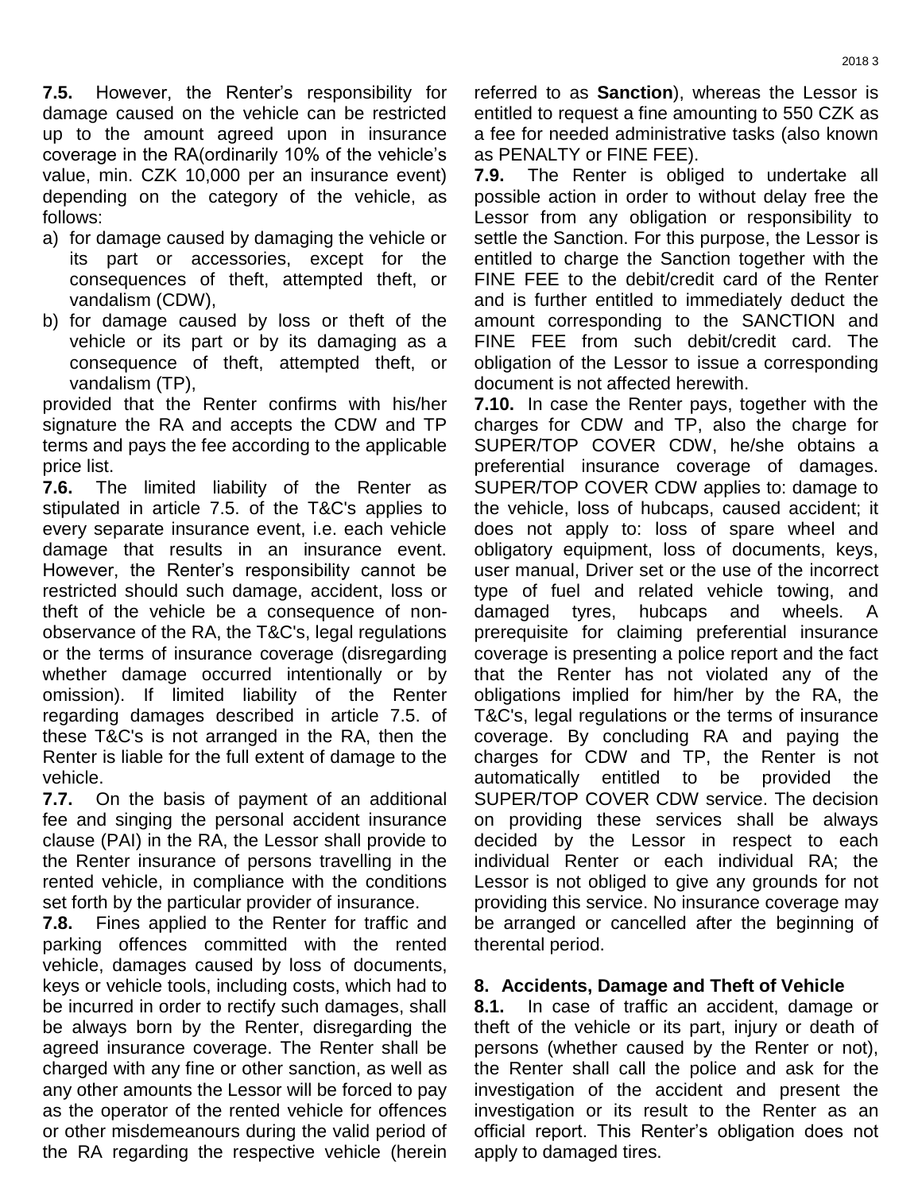**7.5.** However, the Renter's responsibility for damage caused on the vehicle can be restricted up to the amount agreed upon in insurance coverage in the RA(ordinarily 10% of the vehicle's value, min. CZK 10,000 per an insurance event) depending on the category of the vehicle, as follows:

a) for damage caused by damaging the vehicle or its part or accessories, except for the consequences of theft, attempted theft, or vandalism (CDW),
b) for damage caused by loss or theft of the vehicle or its part or by its damaging as a consequence of theft, attempted theft, or vandalism (TP),

provided that the Renter confirms with his/her signature the RA and accepts the CDW and TP terms and pays the fee according to the applicable price list.

**7.6.** The limited liability of the Renter as stipulated in article 7.5. of the T&C's applies to every separate insurance event, i.e. each vehicle damage that results in an insurance event. However, the Renter's responsibility cannot be restricted should such damage, accident, loss or theft of the vehicle be a consequence of non-observance of the RA, the T&C's, legal regulations or the terms of insurance coverage (disregarding whether damage occurred intentionally or by omission). If limited liability of the Renter regarding damages described in article 7.5. of these T&C's is not arranged in the RA, then the Renter is liable for the full extent of damage to the vehicle.

**7.7.** On the basis of payment of an additional fee and singing the personal accident insurance clause (PAI) in the RA, the Lessor shall provide to the Renter insurance of persons travelling in the rented vehicle, in compliance with the conditions set forth by the particular provider of insurance.

**7.8.** Fines applied to the Renter for traffic and parking offences committed with the rented vehicle, damages caused by loss of documents, keys or vehicle tools, including costs, which had to be incurred in order to rectify such damages, shall be always born by the Renter, disregarding the agreed insurance coverage. The Renter shall be charged with any fine or other sanction, as well as any other amounts the Lessor will be forced to pay as the operator of the rented vehicle for offences or other misdemeanours during the valid period of the RA regarding the respective vehicle (herein referred to as **Sanction**), whereas the Lessor is entitled to request a fine amounting to 550 CZK as a fee for needed administrative tasks (also known as PENALTY or FINE FEE).

**7.9.** The Renter is obliged to undertake all possible action in order to without delay free the Lessor from any obligation or responsibility to settle the Sanction. For this purpose, the Lessor is entitled to charge the Sanction together with the FINE FEE to the debit/credit card of the Renter and is further entitled to immediately deduct the amount corresponding to the SANCTION and FINE FEE from such debit/credit card. The obligation of the Lessor to issue a corresponding document is not affected herewith.

**7.10.** In case the Renter pays, together with the charges for CDW and TP, also the charge for SUPER/TOP COVER CDW, he/she obtains a preferential insurance coverage of damages. SUPER/TOP COVER CDW applies to: damage to the vehicle, loss of hubcaps, caused accident; it does not apply to: loss of spare wheel and obligatory equipment, loss of documents, keys, user manual, Driver set or the use of the incorrect type of fuel and related vehicle towing, and damaged tyres, hubcaps and wheels. A prerequisite for claiming preferential insurance coverage is presenting a police report and the fact that the Renter has not violated any of the obligations implied for him/her by the RA, the T&C's, legal regulations or the terms of insurance coverage. By concluding RA and paying the charges for CDW and TP, the Renter is not automatically entitled to be provided the SUPER/TOP COVER CDW service. The decision on providing these services shall be always decided by the Lessor in respect to each individual Renter or each individual RA; the Lessor is not obliged to give any grounds for not providing this service. No insurance coverage may be arranged or cancelled after the beginning of therental period.

## 8. Accidents, Damage and Theft of Vehicle

**8.1.** In case of traffic an accident, damage or theft of the vehicle or its part, injury or death of persons (whether caused by the Renter or not), the Renter shall call the police and ask for the investigation of the accident and present the investigation or its result to the Renter as an official report. This Renter's obligation does not apply to damaged tires.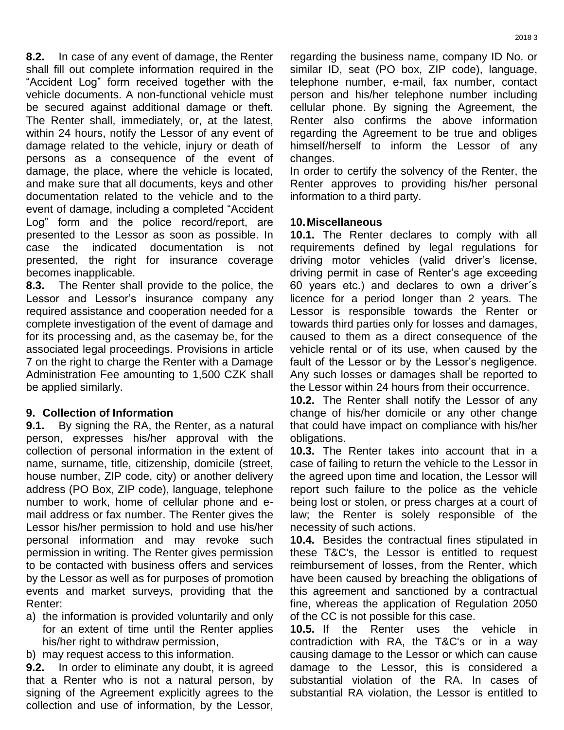**8.2.** In case of any event of damage, the Renter shall fill out complete information required in the "Accident Log" form received together with the vehicle documents. A non-functional vehicle must be secured against additional damage or theft. The Renter shall, immediately, or, at the latest, within 24 hours, notify the Lessor of any event of damage related to the vehicle, injury or death of persons as a consequence of the event of damage, the place, where the vehicle is located, and make sure that all documents, keys and other documentation related to the vehicle and to the event of damage, including a completed "Accident Log" form and the police record/report, are presented to the Lessor as soon as possible. In case the indicated documentation is not presented, the right for insurance coverage becomes inapplicable.

**8.3.** The Renter shall provide to the police, the Lessor and Lessor's insurance company any required assistance and cooperation needed for a complete investigation of the event of damage and for its processing and, as the casemay be, for the associated legal proceedings. Provisions in article 7 on the right to charge the Renter with a Damage Administration Fee amounting to 1,500 CZK shall be applied similarly.

## 9. Collection of Information

**9.1.** By signing the RA, the Renter, as a natural person, expresses his/her approval with the collection of personal information in the extent of name, surname, title, citizenship, domicile (street, house number, ZIP code, city) or another delivery address (PO Box, ZIP code), language, telephone number to work, home of cellular phone and e-mail address or fax number. The Renter gives the Lessor his/her permission to hold and use his/her personal information and may revoke such permission in writing. The Renter gives permission to be contacted with business offers and services by the Lessor as well as for purposes of promotion events and market surveys, providing that the Renter:

a) the information is provided voluntarily and only for an extent of time until the Renter applies his/her right to withdraw permission,
b) may request access to this information.

**9.2.** In order to eliminate any doubt, it is agreed that a Renter who is not a natural person, by signing of the Agreement explicitly agrees to the collection and use of information, by the Lessor, regarding the business name, company ID No. or similar ID, seat (PO box, ZIP code), language, telephone number, e-mail, fax number, contact person and his/her telephone number including cellular phone. By signing the Agreement, the Renter also confirms the above information regarding the Agreement to be true and obliges himself/herself to inform the Lessor of any changes.

In order to certify the solvency of the Renter, the Renter approves to providing his/her personal information to a third party.

## 10. Miscellaneous

**10.1.** The Renter declares to comply with all requirements defined by legal regulations for driving motor vehicles (valid driver's license, driving permit in case of Renter's age exceeding 60 years etc.) and declares to own a driver´s licence for a period longer than 2 years. The Lessor is responsible towards the Renter or towards third parties only for losses and damages, caused to them as a direct consequence of the vehicle rental or of its use, when caused by the fault of the Lessor or by the Lessor's negligence. Any such losses or damages shall be reported to the Lessor within 24 hours from their occurrence.

**10.2.** The Renter shall notify the Lessor of any change of his/her domicile or any other change that could have impact on compliance with his/her obligations.

**10.3.** The Renter takes into account that in a case of failing to return the vehicle to the Lessor in the agreed upon time and location, the Lessor will report such failure to the police as the vehicle being lost or stolen, or press charges at a court of law; the Renter is solely responsible of the necessity of such actions.

**10.4.** Besides the contractual fines stipulated in these T&C's, the Lessor is entitled to request reimbursement of losses, from the Renter, which have been caused by breaching the obligations of this agreement and sanctioned by a contractual fine, whereas the application of Regulation 2050 of the CC is not possible for this case.

**10.5.** If the Renter uses the vehicle in contradiction with RA, the T&C's or in a way causing damage to the Lessor or which can cause damage to the Lessor, this is considered a substantial violation of the RA. In cases of substantial RA violation, the Lessor is entitled to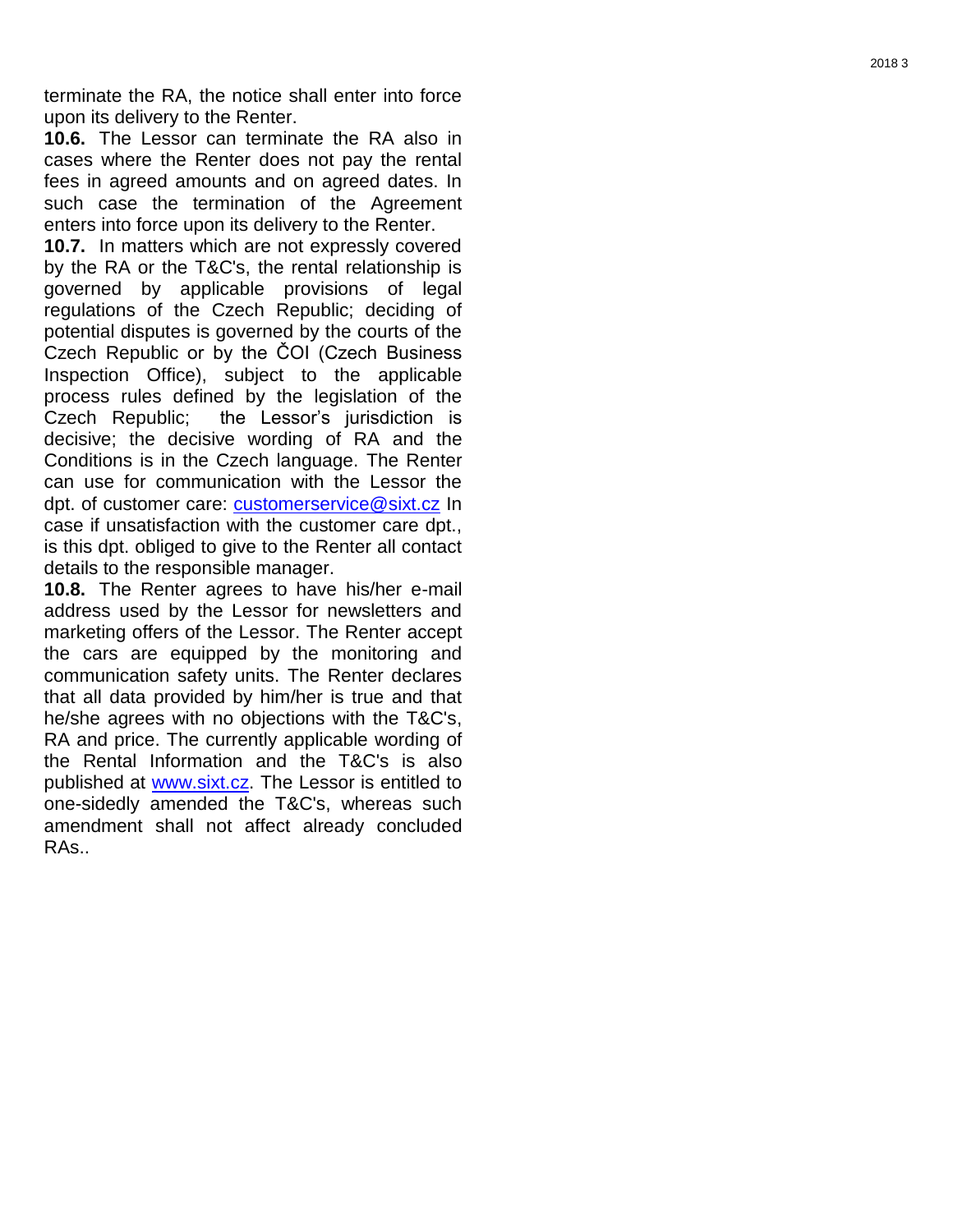terminate the RA, the notice shall enter into force upon its delivery to the Renter.

**10.6.** The Lessor can terminate the RA also in cases where the Renter does not pay the rental fees in agreed amounts and on agreed dates. In such case the termination of the Agreement enters into force upon its delivery to the Renter.

**10.7.** In matters which are not expressly covered by the RA or the T&C's, the rental relationship is governed by applicable provisions of legal regulations of the Czech Republic; deciding of potential disputes is governed by the courts of the Czech Republic or by the ČOI (Czech Business Inspection Office), subject to the applicable process rules defined by the legislation of the Czech Republic; the Lessor's jurisdiction is decisive; the decisive wording of RA and the Conditions is in the Czech language. The Renter can use for communication with the Lessor the dpt. of customer care: [customerservice@sixt.cz](mailto:customerservice@sixt.cz) In case if unsatisfaction with the customer care dpt., is this dpt. obliged to give to the Renter all contact details to the responsible manager.

**10.8.** The Renter agrees to have his/her e-mail address used by the Lessor for newsletters and marketing offers of the Lessor. The Renter accept the cars are equipped by the monitoring and communication safety units. The Renter declares that all data provided by him/her is true and that he/she agrees with no objections with the T&C's, RA and price. The currently applicable wording of the Rental Information and the T&C's is also published at [www.sixt.cz](http://www.sixt.cz). The Lessor is entitled to one-sidedly amended the T&C's, whereas such amendment shall not affect already concluded RAs..